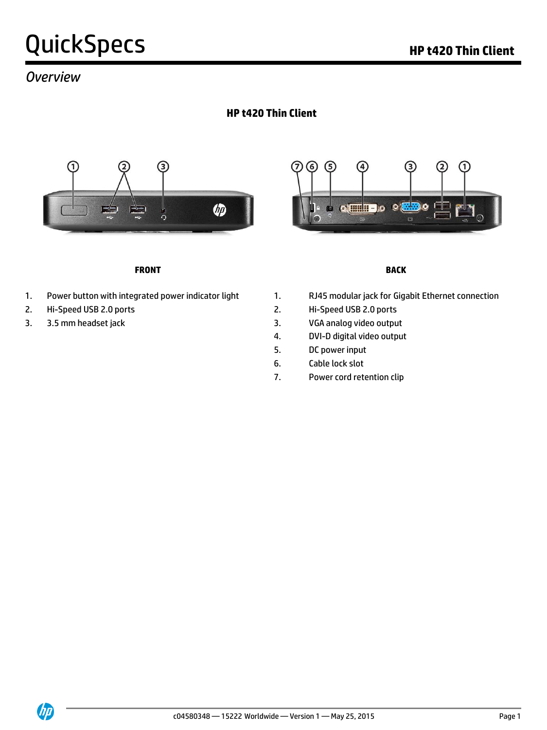# QuickSpecs

## HP t420 Thin Client

*Overview*

### HP t420 Thin Client

**FRONT**

1. Power button with integrated power indicator light
2. Hi-Speed USB 2.0 ports
3. 3.5 mm headset jack

**BACK**

1. RJ45 modular jack for Gigabit Ethernet connection
2. Hi-Speed USB 2.0 ports
3. VGA analog video output
4. DVI-D digital video output
5. DC power input
6. Cable lock slot
7. Power cord retention clip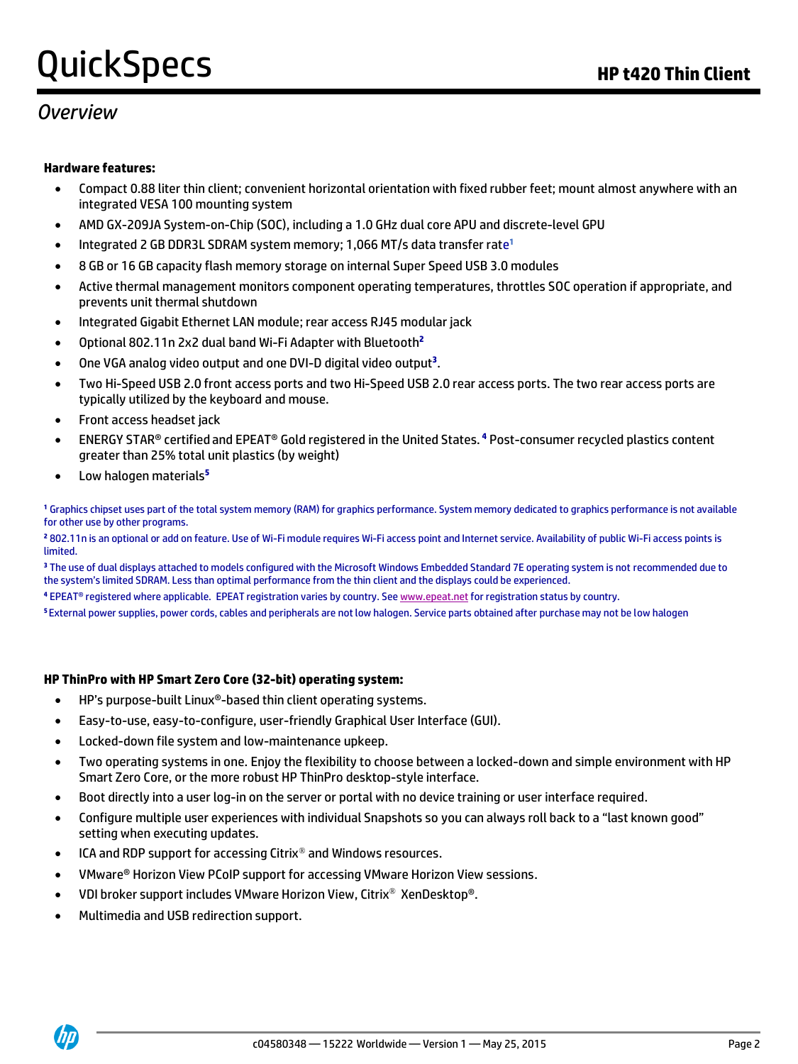## Overview

**Hardware features:**

- Compact 0.88 liter thin client; convenient horizontal orientation with fixed rubber feet; mount almost anywhere with an integrated VESA 100 mounting system
- AMD GX-209JA System-on-Chip (SOC), including a 1.0 GHz dual core APU and discrete-level GPU
- Integrated 2 GB DDR3L SDRAM system memory; 1,066 MT/s data transfer rate[1]
- 8 GB or 16 GB capacity flash memory storage on internal Super Speed USB 3.0 modules
- Active thermal management monitors component operating temperatures, throttles SOC operation if appropriate, and prevents unit thermal shutdown
- Integrated Gigabit Ethernet LAN module; rear access RJ45 modular jack
- Optional 802.11n 2x2 dual band Wi-Fi Adapter with Bluetooth[2]
- One VGA analog video output and one DVI-D digital video output[3].
- Two Hi-Speed USB 2.0 front access ports and two Hi-Speed USB 2.0 rear access ports. The two rear access ports are typically utilized by the keyboard and mouse.
- Front access headset jack
- ENERGY STAR® certified and EPEAT® Gold registered in the United States. [4] Post-consumer recycled plastics content greater than 25% total unit plastics (by weight)
- Low halogen materials[5]

[1] Graphics chipset uses part of the total system memory (RAM) for graphics performance. System memory dedicated to graphics performance is not available for other use by other programs.

[2] 802.11n is an optional or add on feature. Use of Wi-Fi module requires Wi-Fi access point and Internet service. Availability of public Wi-Fi access points is limited.

[3] The use of dual displays attached to models configured with the Microsoft Windows Embedded Standard 7E operating system is not recommended due to the system's limited SDRAM. Less than optimal performance from the thin client and the displays could be experienced.

[4] EPEAT® registered where applicable. EPEAT registration varies by country. See www.epeat.net for registration status by country.

[5] External power supplies, power cords, cables and peripherals are not low halogen. Service parts obtained after purchase may not be low halogen

**HP ThinPro with HP Smart Zero Core (32-bit) operating system:**

- HP's purpose-built Linux®-based thin client operating systems.
- Easy-to-use, easy-to-configure, user-friendly Graphical User Interface (GUI).
- Locked-down file system and low-maintenance upkeep.
- Two operating systems in one. Enjoy the flexibility to choose between a locked-down and simple environment with HP Smart Zero Core, or the more robust HP ThinPro desktop-style interface.
- Boot directly into a user log-in on the server or portal with no device training or user interface required.
- Configure multiple user experiences with individual Snapshots so you can always roll back to a "last known good" setting when executing updates.
- ICA and RDP support for accessing Citrix® and Windows resources.
- VMware® Horizon View PCoIP support for accessing VMware Horizon View sessions.
- VDI broker support includes VMware Horizon View, Citrix® XenDesktop®.
- Multimedia and USB redirection support.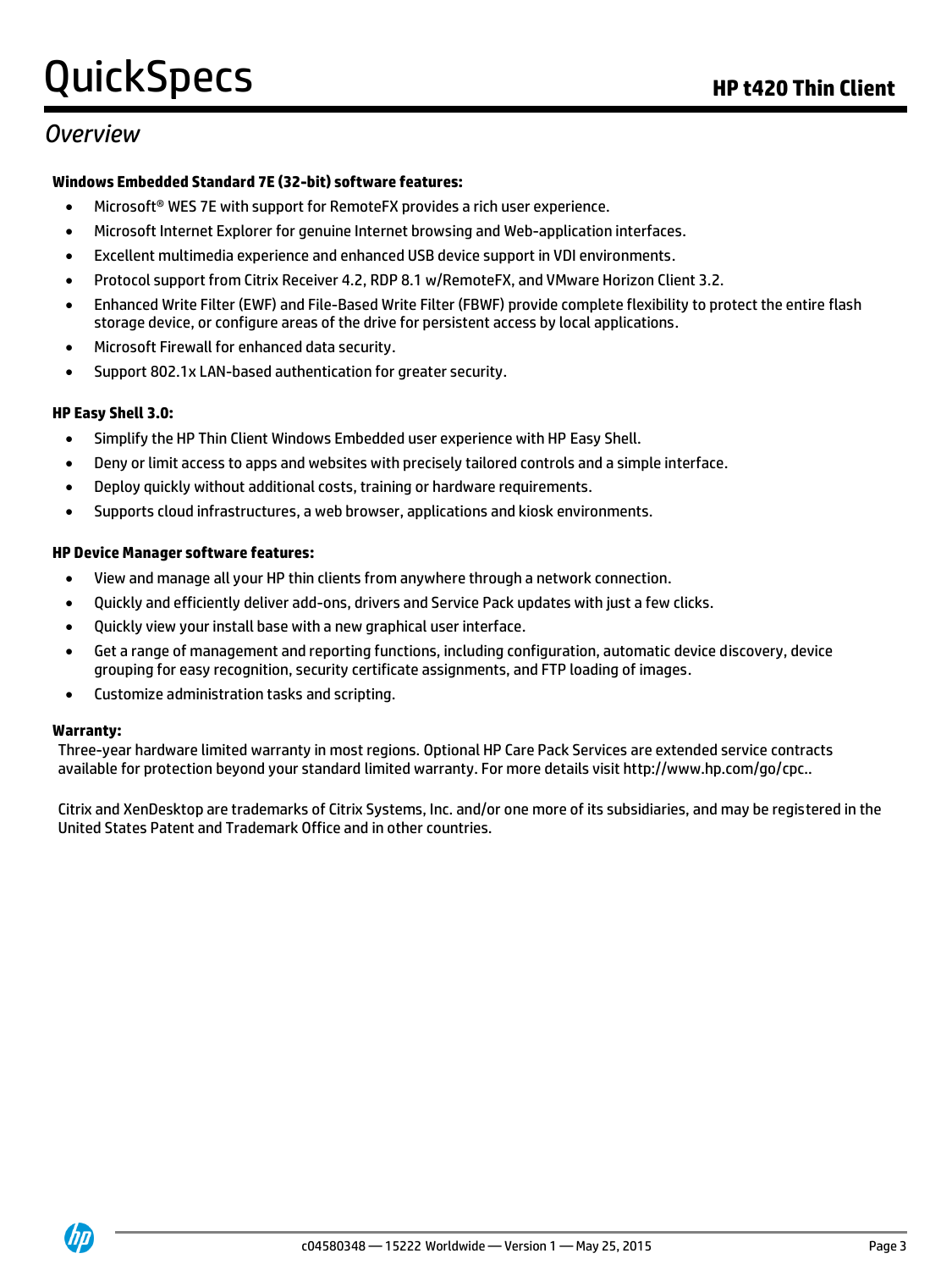## Overview

**Windows Embedded Standard 7E (32-bit) software features:**

- Microsoft® WES 7E with support for RemoteFX provides a rich user experience.
- Microsoft Internet Explorer for genuine Internet browsing and Web-application interfaces.
- Excellent multimedia experience and enhanced USB device support in VDI environments.
- Protocol support from Citrix Receiver 4.2, RDP 8.1 w/RemoteFX, and VMware Horizon Client 3.2.
- Enhanced Write Filter (EWF) and File-Based Write Filter (FBWF) provide complete flexibility to protect the entire flash storage device, or configure areas of the drive for persistent access by local applications.
- Microsoft Firewall for enhanced data security.
- Support 802.1x LAN-based authentication for greater security.

**HP Easy Shell 3.0:**

- Simplify the HP Thin Client Windows Embedded user experience with HP Easy Shell.
- Deny or limit access to apps and websites with precisely tailored controls and a simple interface.
- Deploy quickly without additional costs, training or hardware requirements.
- Supports cloud infrastructures, a web browser, applications and kiosk environments.

**HP Device Manager software features:**

- View and manage all your HP thin clients from anywhere through a network connection.
- Quickly and efficiently deliver add-ons, drivers and Service Pack updates with just a few clicks.
- Quickly view your install base with a new graphical user interface.
- Get a range of management and reporting functions, including configuration, automatic device discovery, device grouping for easy recognition, security certificate assignments, and FTP loading of images.
- Customize administration tasks and scripting.

**Warranty:**

Three-year hardware limited warranty in most regions. Optional HP Care Pack Services are extended service contracts available for protection beyond your standard limited warranty. For more details visit http://www.hp.com/go/cpc..

Citrix and XenDesktop are trademarks of Citrix Systems, Inc. and/or one more of its subsidiaries, and may be registered in the United States Patent and Trademark Office and in other countries.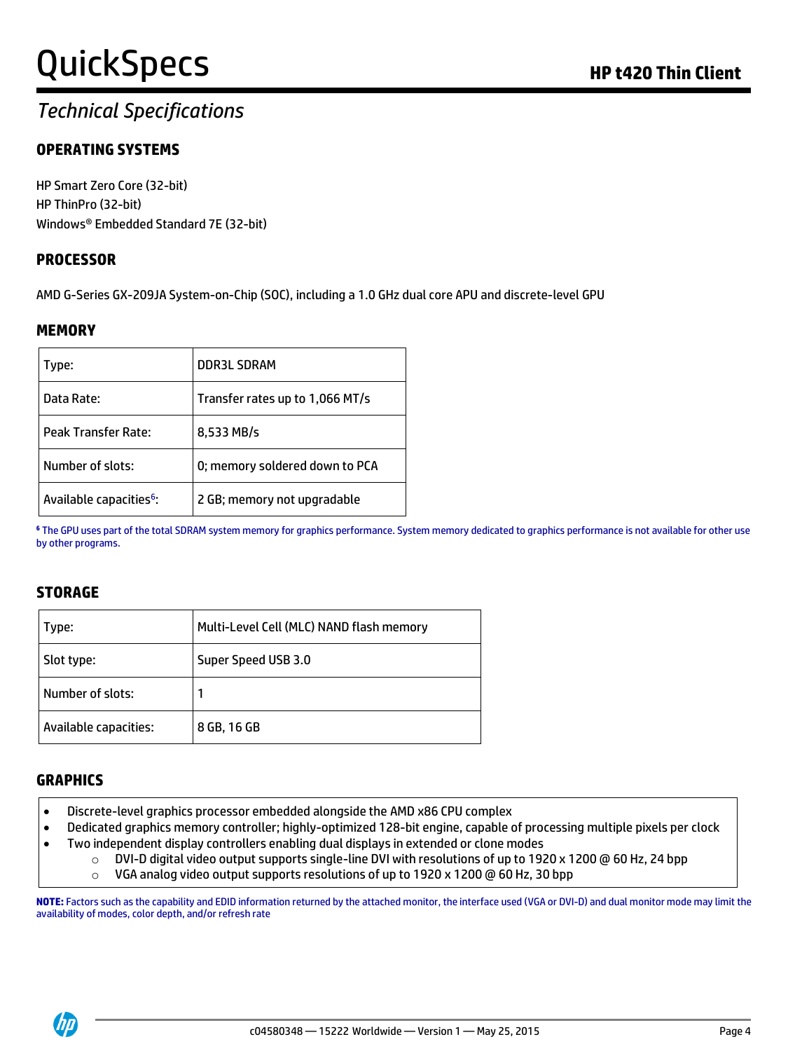# QuickSpecs

## Technical Specifications

### OPERATING SYSTEMS

HP Smart Zero Core (32-bit)
HP ThinPro (32-bit)
Windows® Embedded Standard 7E (32-bit)

### PROCESSOR

AMD G-Series GX-209JA System-on-Chip (SOC), including a 1.0 GHz dual core APU and discrete-level GPU

### MEMORY

| | |
|---|---|
| Type: | DDR3L SDRAM |
| Data Rate: | Transfer rates up to 1,066 MT/s |
| Peak Transfer Rate: | 8,533 MB/s |
| Number of slots: | 0; memory soldered down to PCA |
| Available capacities[6]: | 2 GB; memory not upgradable |

[6] The GPU uses part of the total SDRAM system memory for graphics performance. System memory dedicated to graphics performance is not available for other use by other programs.

### STORAGE

| | |
|---|---|
| Type: | Multi-Level Cell (MLC) NAND flash memory |
| Slot type: | Super Speed USB 3.0 |
| Number of slots: | 1 |
| Available capacities: | 8 GB, 16 GB |

### GRAPHICS

- Discrete-level graphics processor embedded alongside the AMD x86 CPU complex
- Dedicated graphics memory controller; highly-optimized 128-bit engine, capable of processing multiple pixels per clock
- Two independent display controllers enabling dual displays in extended or clone modes
  - DVI-D digital video output supports single-line DVI with resolutions of up to 1920 x 1200 @ 60 Hz, 24 bpp
  - VGA analog video output supports resolutions of up to 1920 x 1200 @ 60 Hz, 30 bpp

**NOTE:** Factors such as the capability and EDID information returned by the attached monitor, the interface used (VGA or DVI-D) and dual monitor mode may limit the availability of modes, color depth, and/or refresh rate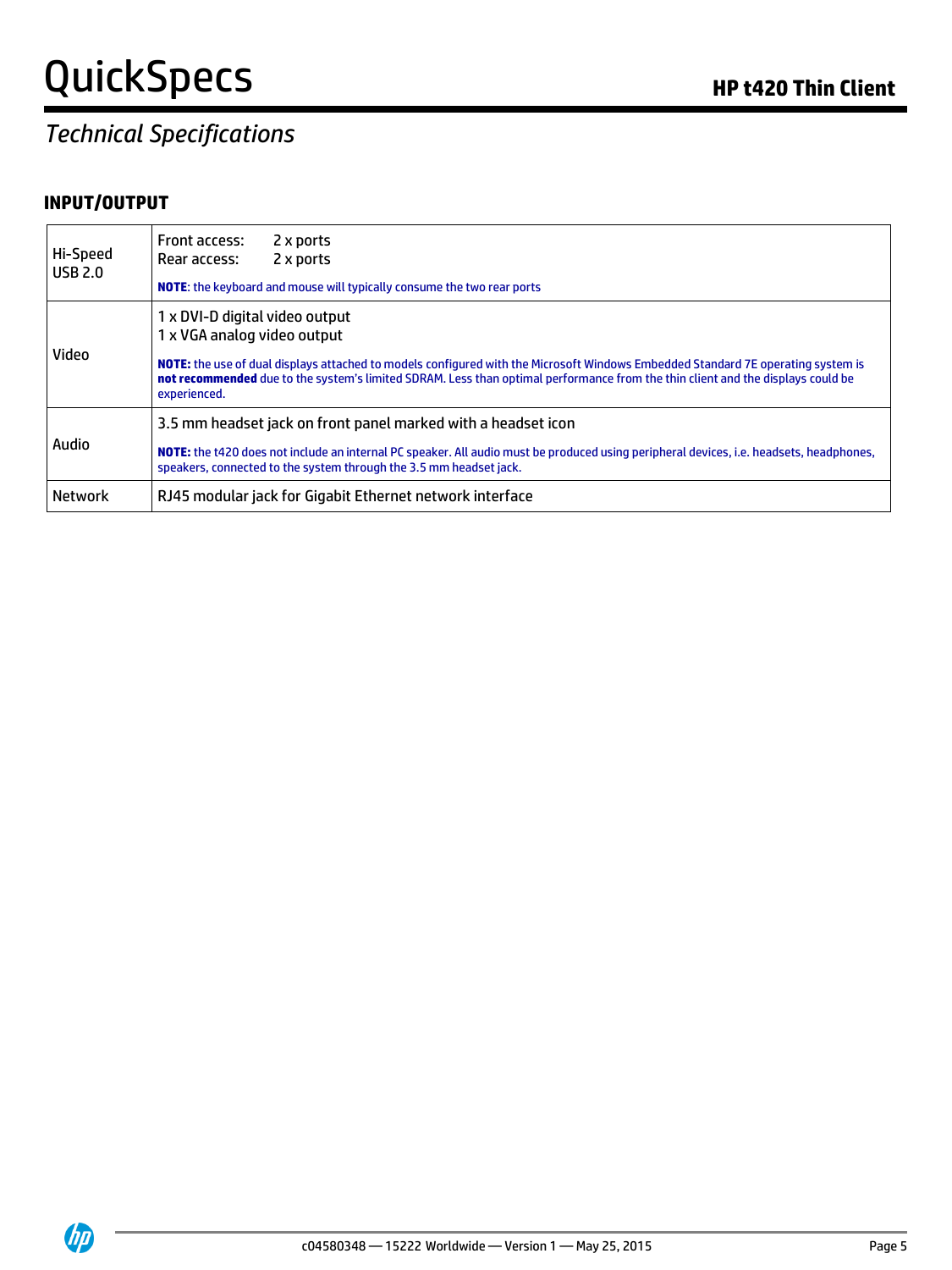## Technical Specifications

### INPUT/OUTPUT

| | |
|---|---|
| Hi-Speed USB 2.0 | Front access: 2 x ports<br>Rear access: 2 x ports<br>**NOTE**: the keyboard and mouse will typically consume the two rear ports |
| Video | 1 x DVI-D digital video output<br>1 x VGA analog video output<br>**NOTE:** the use of dual displays attached to models configured with the Microsoft Windows Embedded Standard 7E operating system is **not recommended** due to the system's limited SDRAM. Less than optimal performance from the thin client and the displays could be experienced. |
| Audio | 3.5 mm headset jack on front panel marked with a headset icon<br>**NOTE:** the t420 does not include an internal PC speaker. All audio must be produced using peripheral devices, i.e. headsets, headphones, speakers, connected to the system through the 3.5 mm headset jack. |
| Network | RJ45 modular jack for Gigabit Ethernet network interface |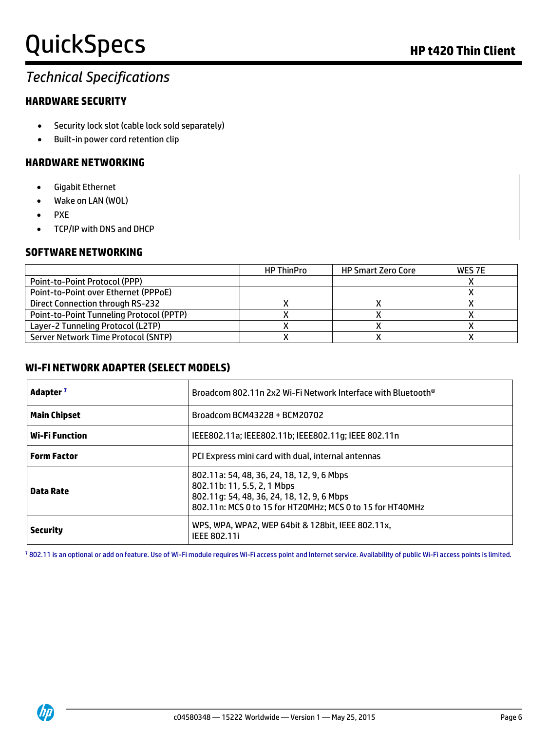## Technical Specifications

### HARDWARE SECURITY

- Security lock slot (cable lock sold separately)
- Built-in power cord retention clip

### HARDWARE NETWORKING

- Gigabit Ethernet
- Wake on LAN (WOL)
- PXE
- TCP/IP with DNS and DHCP

### SOFTWARE NETWORKING

| | HP ThinPro | HP Smart Zero Core | WES 7E |
|---|---|---|---|
| Point-to-Point Protocol (PPP) | | | X |
| Point-to-Point over Ethernet (PPPoE) | | | X |
| Direct Connection through RS-232 | X | X | X |
| Point-to-Point Tunneling Protocol (PPTP) | X | X | X |
| Layer-2 Tunneling Protocol (L2TP) | X | X | X |
| Server Network Time Protocol (SNTP) | X | X | X |

### WI-FI NETWORK ADAPTER (SELECT MODELS)

| | |
|---|---|
| **Adapter** [7] | Broadcom 802.11n 2x2 Wi-Fi Network Interface with Bluetooth® |
| **Main Chipset** | Broadcom BCM43228 + BCM20702 |
| **Wi-Fi Function** | IEEE802.11a; IEEE802.11b; IEEE802.11g; IEEE 802.11n |
| **Form Factor** | PCI Express mini card with dual, internal antennas |
| **Data Rate** | 802.11a: 54, 48, 36, 24, 18, 12, 9, 6 Mbps<br>802.11b: 11, 5.5, 2, 1 Mbps<br>802.11g: 54, 48, 36, 24, 18, 12, 9, 6 Mbps<br>802.11n: MCS 0 to 15 for HT20MHz; MCS 0 to 15 for HT40MHz |
| **Security** | WPS, WPA, WPA2, WEP 64bit & 128bit, IEEE 802.11x, IEEE 802.11i |

[7] 802.11 is an optional or add on feature. Use of Wi-Fi module requires Wi-Fi access point and Internet service. Availability of public Wi-Fi access points is limited.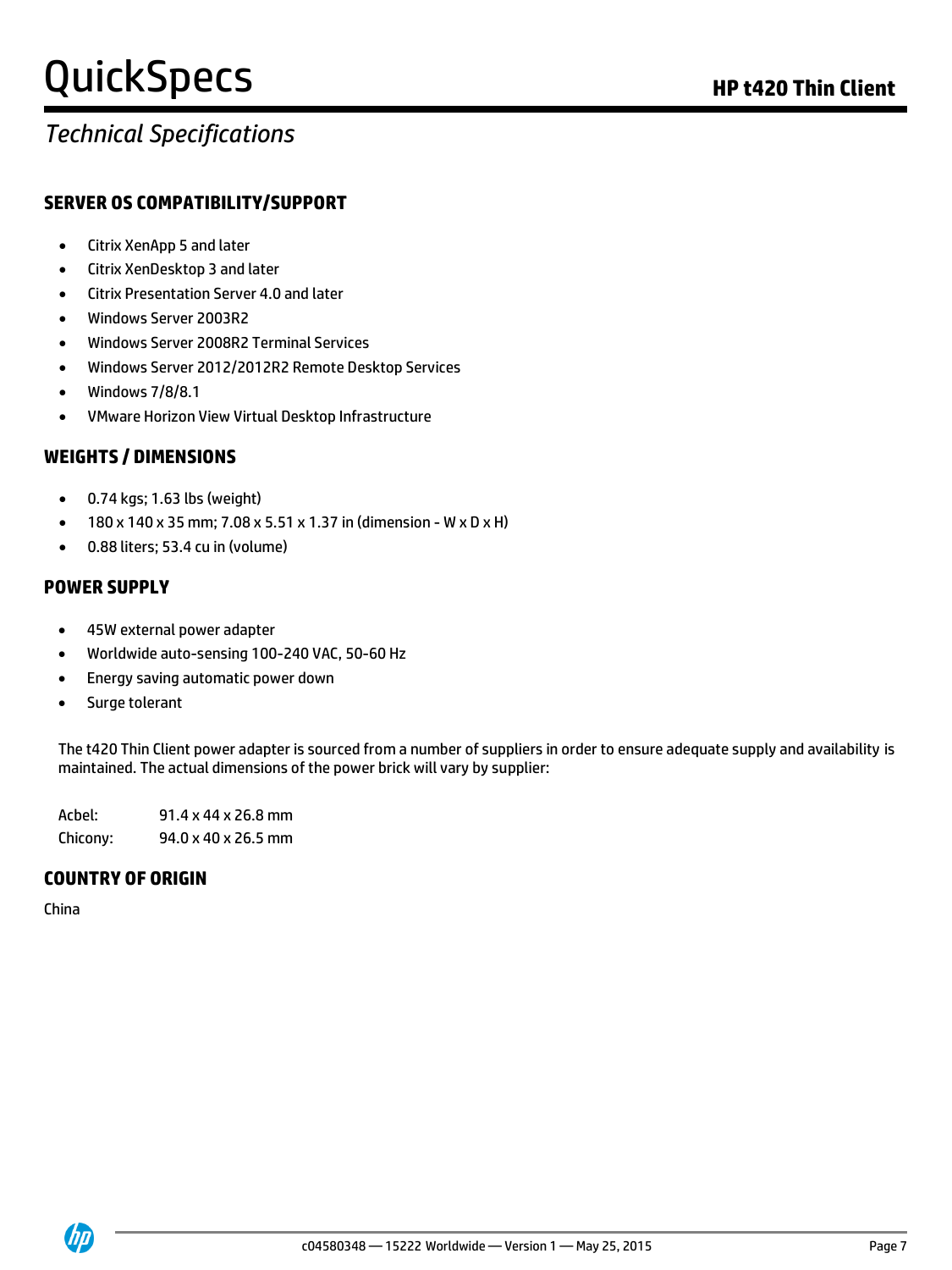## Technical Specifications

### SERVER OS COMPATIBILITY/SUPPORT

- Citrix XenApp 5 and later
- Citrix XenDesktop 3 and later
- Citrix Presentation Server 4.0 and later
- Windows Server 2003R2
- Windows Server 2008R2 Terminal Services
- Windows Server 2012/2012R2 Remote Desktop Services
- Windows 7/8/8.1
- VMware Horizon View Virtual Desktop Infrastructure

### WEIGHTS / DIMENSIONS

- 0.74 kgs; 1.63 lbs (weight)
- 180 x 140 x 35 mm; 7.08 x 5.51 x 1.37 in (dimension - W x D x H)
- 0.88 liters; 53.4 cu in (volume)

### POWER SUPPLY

- 45W external power adapter
- Worldwide auto-sensing 100-240 VAC, 50-60 Hz
- Energy saving automatic power down
- Surge tolerant

The t420 Thin Client power adapter is sourced from a number of suppliers in order to ensure adequate supply and availability is maintained. The actual dimensions of the power brick will vary by supplier:

| | |
|---|---|
| Acbel: | 91.4 x 44 x 26.8 mm |
| Chicony: | 94.0 x 40 x 26.5 mm |

### COUNTRY OF ORIGIN

China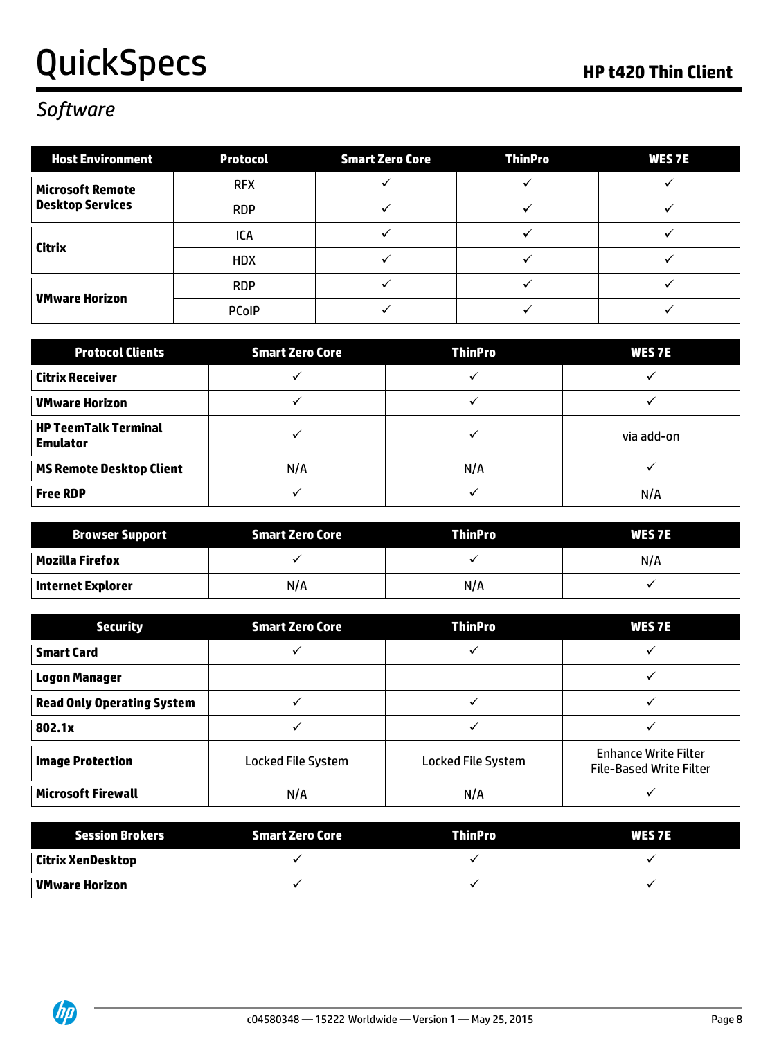## Software

| Host Environment | Protocol | Smart Zero Core | ThinPro | WES 7E |
|---|---|---|---|---|
| **Microsoft Remote Desktop Services** | RFX | ✓ | ✓ | ✓ |
| | RDP | ✓ | ✓ | ✓ |
| **Citrix** | ICA | ✓ | ✓ | ✓ |
| | HDX | ✓ | ✓ | ✓ |
| **VMware Horizon** | RDP | ✓ | ✓ | ✓ |
| | PCoIP | ✓ | ✓ | ✓ |

| Protocol Clients | Smart Zero Core | ThinPro | WES 7E |
|---|---|---|---|
| **Citrix Receiver** | ✓ | ✓ | ✓ |
| **VMware Horizon** | ✓ | ✓ | ✓ |
| **HP TeemTalk Terminal Emulator** | ✓ | ✓ | via add-on |
| **MS Remote Desktop Client** | N/A | N/A | ✓ |
| **Free RDP** | ✓ | ✓ | N/A |

| Browser Support | Smart Zero Core | ThinPro | WES 7E |
|---|---|---|---|
| **Mozilla Firefox** | ✓ | ✓ | N/A |
| **Internet Explorer** | N/A | N/A | ✓ |

| Security | Smart Zero Core | ThinPro | WES 7E |
|---|---|---|---|
| **Smart Card** | ✓ | ✓ | ✓ |
| **Logon Manager** | | | ✓ |
| **Read Only Operating System** | ✓ | ✓ | ✓ |
| **802.1x** | ✓ | ✓ | ✓ |
| **Image Protection** | Locked File System | Locked File System | Enhance Write Filter<br>File-Based Write Filter |
| **Microsoft Firewall** | N/A | N/A | ✓ |

| Session Brokers | Smart Zero Core | ThinPro | WES 7E |
|---|---|---|---|
| **Citrix XenDesktop** | ✓ | ✓ | ✓ |
| **VMware Horizon** | ✓ | ✓ | ✓ |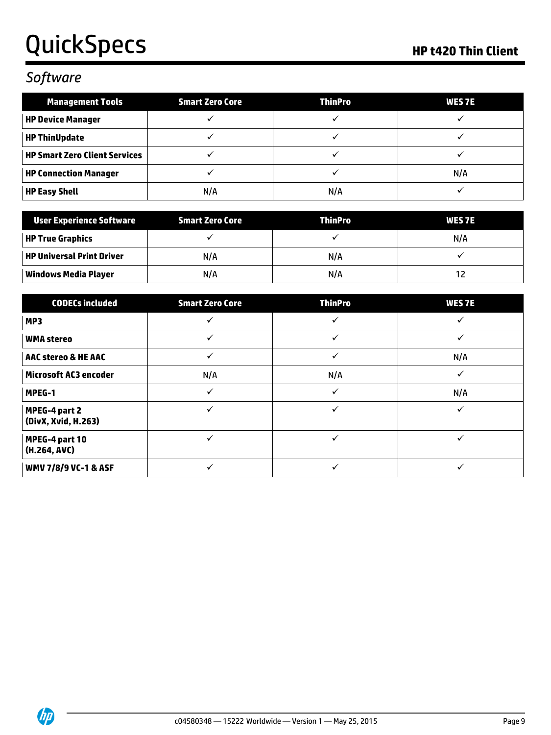## Software

| Management Tools | Smart Zero Core | ThinPro | WES 7E |
|---|---|---|---|
| **HP Device Manager** | ✓ | ✓ | ✓ |
| **HP ThinUpdate** | ✓ | ✓ | ✓ |
| **HP Smart Zero Client Services** | ✓ | ✓ | ✓ |
| **HP Connection Manager** | ✓ | ✓ | N/A |
| **HP Easy Shell** | N/A | N/A | ✓ |

| User Experience Software | Smart Zero Core | ThinPro | WES 7E |
|---|---|---|---|
| **HP True Graphics** | ✓ | ✓ | N/A |
| **HP Universal Print Driver** | N/A | N/A | ✓ |
| **Windows Media Player** | N/A | N/A | 12 |

| CODECs included | Smart Zero Core | ThinPro | WES 7E |
|---|---|---|---|
| **MP3** | ✓ | ✓ | ✓ |
| **WMA stereo** | ✓ | ✓ | ✓ |
| **AAC stereo & HE AAC** | ✓ | ✓ | N/A |
| **Microsoft AC3 encoder** | N/A | N/A | ✓ |
| **MPEG-1** | ✓ | ✓ | N/A |
| **MPEG-4 part 2 (DivX, Xvid, H.263)** | ✓ | ✓ | ✓ |
| **MPEG-4 part 10 (H.264, AVC)** | ✓ | ✓ | ✓ |
| **WMV 7/8/9 VC-1 & ASF** | ✓ | ✓ | ✓ |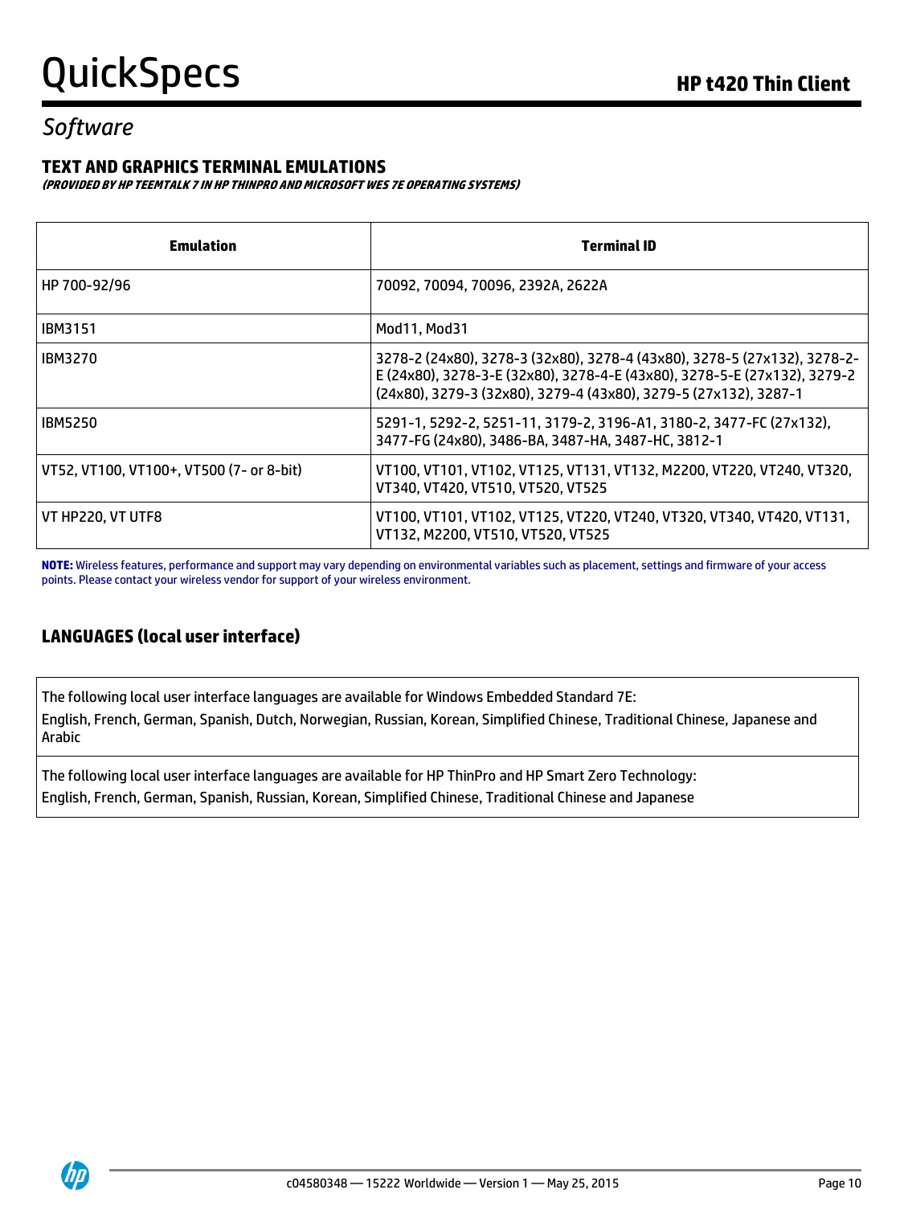## Software

### TEXT AND GRAPHICS TERMINAL EMULATIONS

***(PROVIDED BY HP TEEMTALK 7 IN HP THINPRO AND MICROSOFT WES 7E OPERATING SYSTEMS)***

| Emulation | Terminal ID |
|---|---|
| HP 700-92/96 | 70092, 70094, 70096, 2392A, 2622A |
| IBM3151 | Mod11, Mod31 |
| IBM3270 | 3278-2 (24x80), 3278-3 (32x80), 3278-4 (43x80), 3278-5 (27x132), 3278-2-E (24x80), 3278-3-E (32x80), 3278-4-E (43x80), 3278-5-E (27x132), 3279-2 (24x80), 3279-3 (32x80), 3279-4 (43x80), 3279-5 (27x132), 3287-1 |
| IBM5250 | 5291-1, 5292-2, 5251-11, 3179-2, 3196-A1, 3180-2, 3477-FC (27x132), 3477-FG (24x80), 3486-BA, 3487-HA, 3487-HC, 3812-1 |
| VT52, VT100, VT100+, VT500 (7- or 8-bit) | VT100, VT101, VT102, VT125, VT131, VT132, M2200, VT220, VT240, VT320, VT340, VT420, VT510, VT520, VT525 |
| VT HP220, VT UTF8 | VT100, VT101, VT102, VT125, VT220, VT240, VT320, VT340, VT420, VT131, VT132, M2200, VT510, VT520, VT525 |

**NOTE:** Wireless features, performance and support may vary depending on environmental variables such as placement, settings and firmware of your access points. Please contact your wireless vendor for support of your wireless environment.

### LANGUAGES (local user interface)

| |
|---|
| The following local user interface languages are available for Windows Embedded Standard 7E: English, French, German, Spanish, Dutch, Norwegian, Russian, Korean, Simplified Chinese, Traditional Chinese, Japanese and Arabic |
| The following local user interface languages are available for HP ThinPro and HP Smart Zero Technology: English, French, German, Spanish, Russian, Korean, Simplified Chinese, Traditional Chinese and Japanese |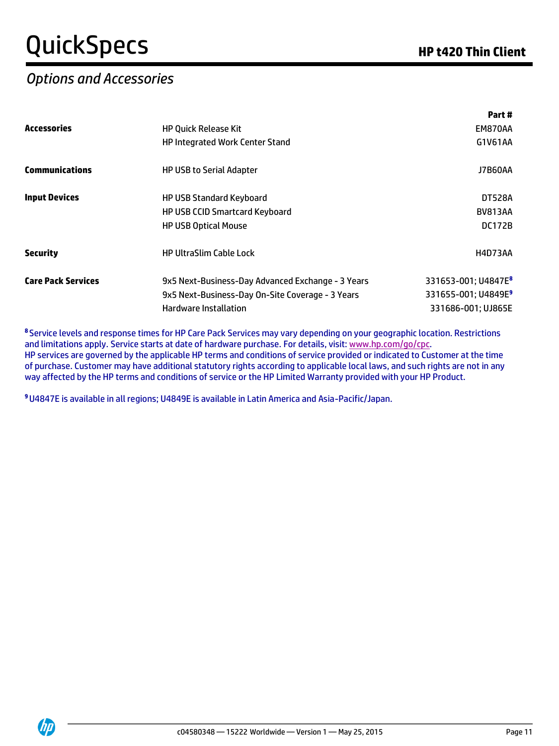## Options and Accessories

| | | Part # |
|---|---|---|
| **Accessories** | HP Quick Release Kit | EM870AA |
| | HP Integrated Work Center Stand | G1V61AA |
| **Communications** | HP USB to Serial Adapter | J7B60AA |
| **Input Devices** | HP USB Standard Keyboard | DT528A |
| | HP USB CCID Smartcard Keyboard | BV813AA |
| | HP USB Optical Mouse | DC172B |
| **Security** | HP UltraSlim Cable Lock | H4D73AA |
| **Care Pack Services** | 9x5 Next-Business-Day Advanced Exchange - 3 Years | 331653-001; U4847E[8] |
| | 9x5 Next-Business-Day On-Site Coverage - 3 Years | 331655-001; U4849E[9] |
| | Hardware Installation | 331686-001; UJ865E |

[8] Service levels and response times for HP Care Pack Services may vary depending on your geographic location. Restrictions and limitations apply. Service starts at date of hardware purchase. For details, visit: www.hp.com/go/cpc.
HP services are governed by the applicable HP terms and conditions of service provided or indicated to Customer at the time of purchase. Customer may have additional statutory rights according to applicable local laws, and such rights are not in any way affected by the HP terms and conditions of service or the HP Limited Warranty provided with your HP Product.

[9] U4847E is available in all regions; U4849E is available in Latin America and Asia-Pacific/Japan.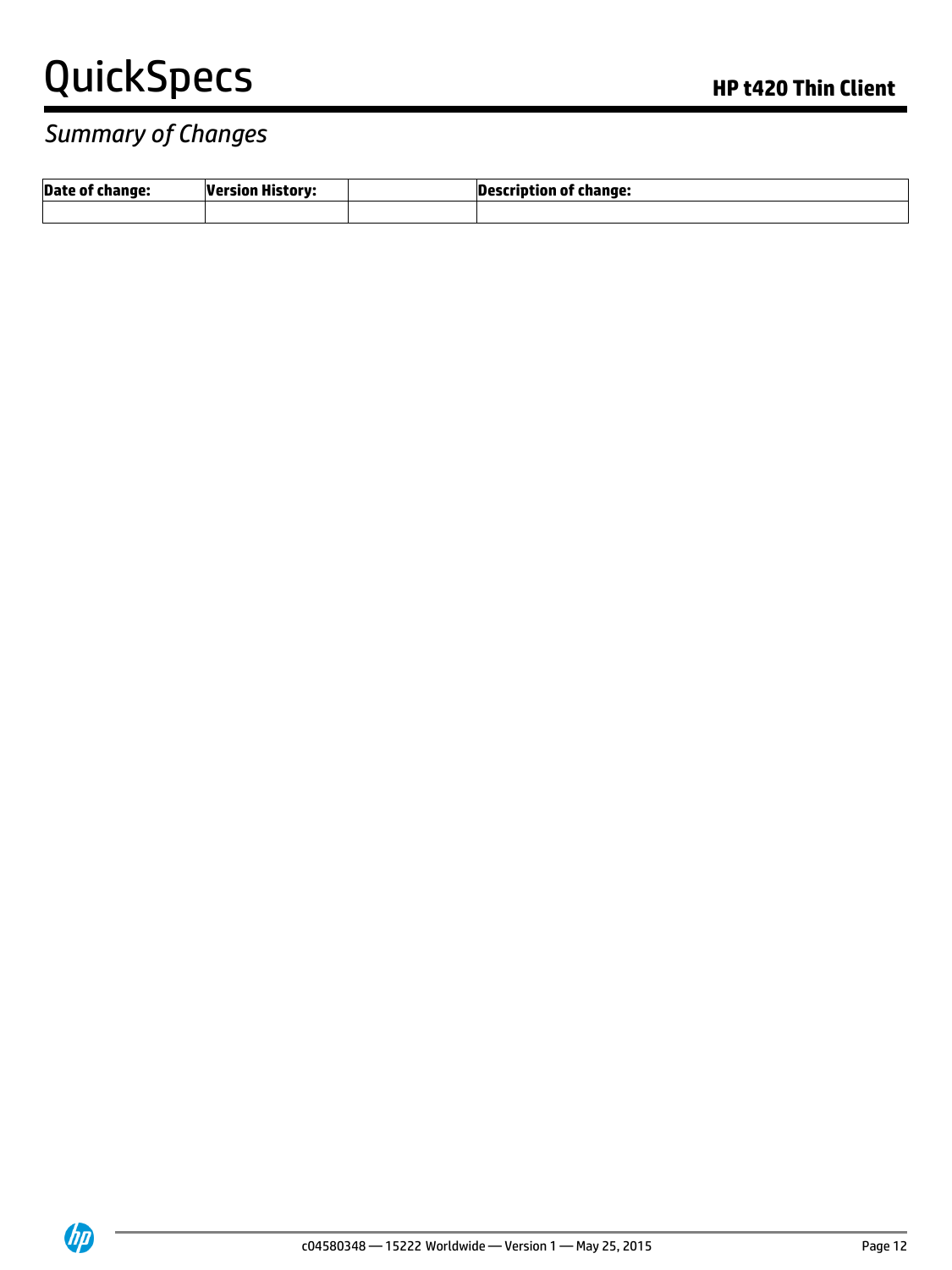## *Summary of Changes*

| Date of change: | Version History: | | Description of change: |
|---|---|---|---|
| | | | |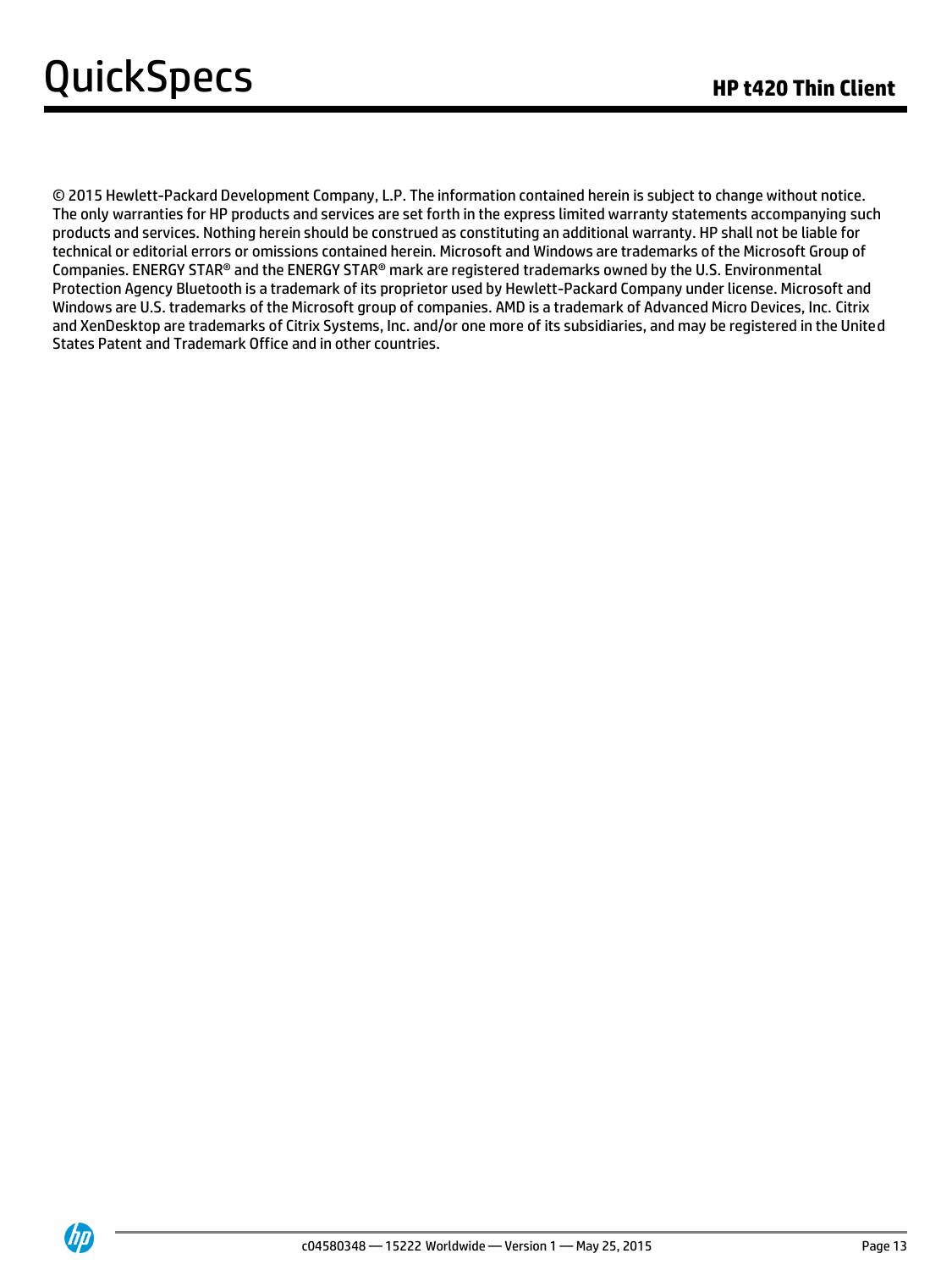© 2015 Hewlett-Packard Development Company, L.P. The information contained herein is subject to change without notice. The only warranties for HP products and services are set forth in the express limited warranty statements accompanying such products and services. Nothing herein should be construed as constituting an additional warranty. HP shall not be liable for technical or editorial errors or omissions contained herein. Microsoft and Windows are trademarks of the Microsoft Group of Companies. ENERGY STAR® and the ENERGY STAR® mark are registered trademarks owned by the U.S. Environmental Protection Agency Bluetooth is a trademark of its proprietor used by Hewlett-Packard Company under license. Microsoft and Windows are U.S. trademarks of the Microsoft group of companies. AMD is a trademark of Advanced Micro Devices, Inc. Citrix and XenDesktop are trademarks of Citrix Systems, Inc. and/or one more of its subsidiaries, and may be registered in the United States Patent and Trademark Office and in other countries.